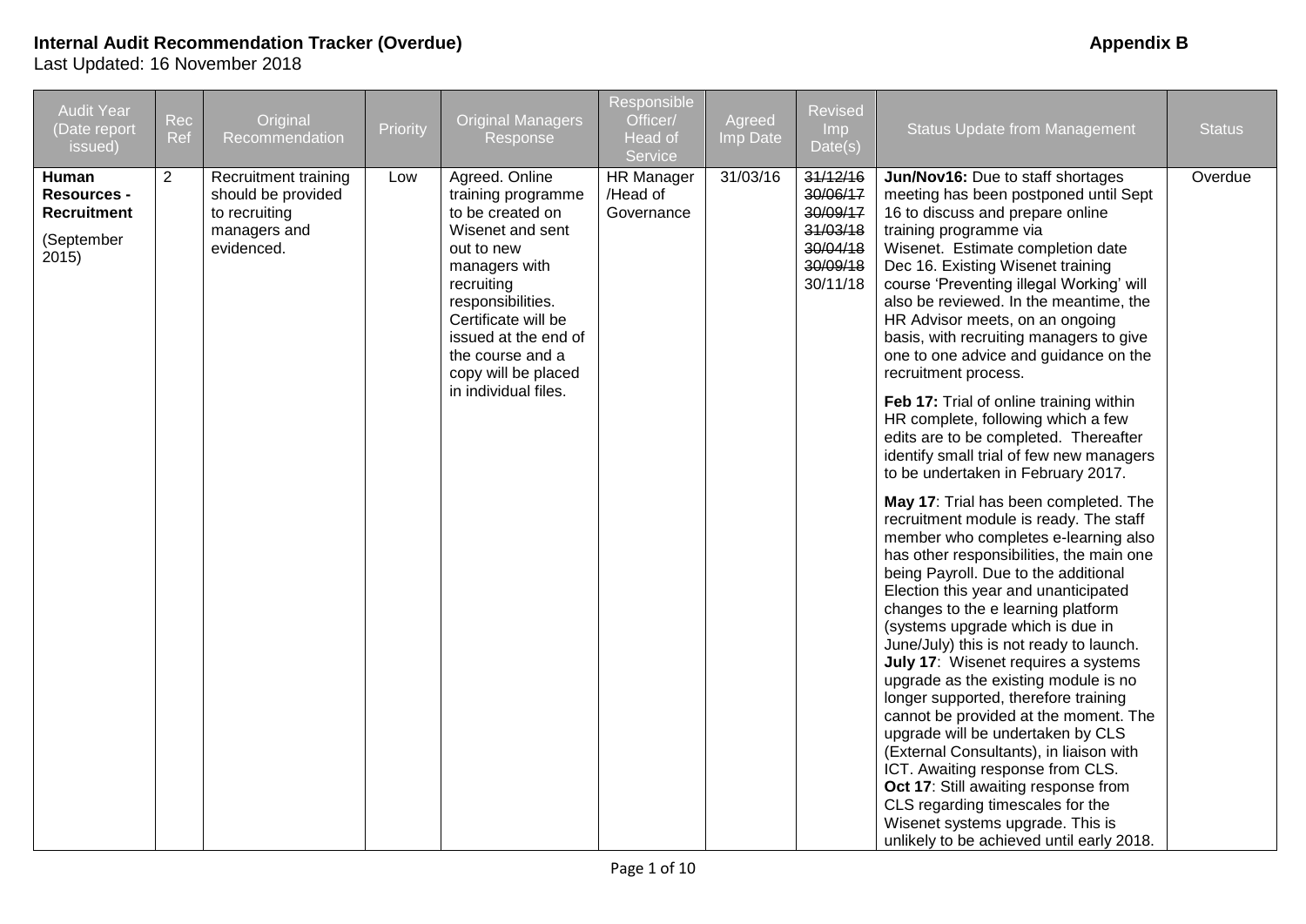# Internal Audit Recommendation Tracker (Overdue)

**Appendix B**

Last Updated: 16 November 2018

| Audit Year (Date report issued) | Rec Ref | Original Recommendation | Priority | Original Managers Response | Responsible Officer/ Head of Service | Agreed Imp Date | Revised Imp Date(s) | Status Update from Management | Status |
|---|---|---|---|---|---|---|---|---|---|
| **Human Resources - Recruitment** (September 2015) | 2 | Recruitment training should be provided to recruiting managers and evidenced. | Low | Agreed. Online training programme to be created on Wisenet and sent out to new managers with recruiting responsibilities. Certificate will be issued at the end of the course and a copy will be placed in individual files. | HR Manager /Head of Governance | 31/03/16 | ~~31/12/16~~ ~~30/06/17~~ ~~30/09/17~~ ~~31/03/18~~ ~~30/04/18~~ ~~30/09/18~~ 30/11/18 | **Jun/Nov16:** Due to staff shortages meeting has been postponed until Sept 16 to discuss and prepare online training programme via Wisenet. Estimate completion date Dec 16. Existing Wisenet training course 'Preventing illegal Working' will also be reviewed. In the meantime, the HR Advisor meets, on an ongoing basis, with recruiting managers to give one to one advice and guidance on the recruitment process.<br><br>**Feb 17:** Trial of online training within HR complete, following which a few edits are to be completed. Thereafter identify small trial of few new managers to be undertaken in February 2017.<br><br>**May 17**: Trial has been completed. The recruitment module is ready. The staff member who completes e-learning also has other responsibilities, the main one being Payroll. Due to the additional Election this year and unanticipated changes to the e learning platform (systems upgrade which is due in June/July) this is not ready to launch.<br>**July 17**: Wisenet requires a systems upgrade as the existing module is no longer supported, therefore training cannot be provided at the moment. The upgrade will be undertaken by CLS (External Consultants), in liaison with ICT. Awaiting response from CLS.<br>**Oct 17**: Still awaiting response from CLS regarding timescales for the Wisenet systems upgrade. This is unlikely to be achieved until early 2018. | Overdue |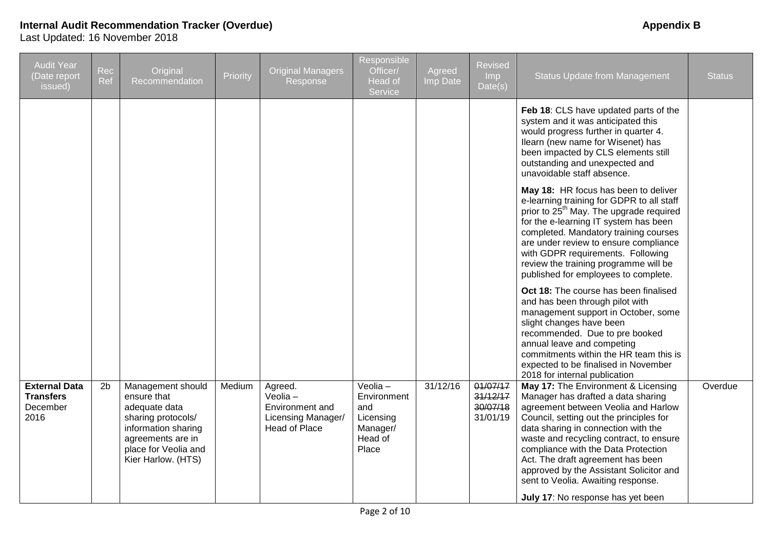# Internal Audit Recommendation Tracker (Overdue)

**Appendix B**

Last Updated: 16 November 2018

| Audit Year (Date report issued) | Rec Ref | Original Recommendation | Priority | Original Managers Response | Responsible Officer/ Head of Service | Agreed Imp Date | Revised Imp Date(s) | Status Update from Management | Status |
|---|---|---|---|---|---|---|---|---|---|
| | | | | | | | | **Feb 18**: CLS have updated parts of the system and it was anticipated this would progress further in quarter 4. Ilearn (new name for Wisenet) has been impacted by CLS elements still outstanding and unexpected and unavoidable staff absence.<br><br>**May 18:** HR focus has been to deliver e-learning training for GDPR to all staff prior to 25th May. The upgrade required for the e-learning IT system has been completed. Mandatory training courses are under review to ensure compliance with GDPR requirements. Following review the training programme will be published for employees to complete.<br><br>**Oct 18:** The course has been finalised and has been through pilot with management support in October, some slight changes have been recommended. Due to pre booked annual leave and competing commitments within the HR team this is expected to be finalised in November 2018 for internal publication | |
| **External Data Transfers** December 2016 | 2b | Management should ensure that adequate data sharing protocols/ information sharing agreements are in place for Veolia and Kier Harlow. (HTS) | Medium | Agreed. Veolia – Environment and Licensing Manager/ Head of Place | Veolia – Environment and Licensing Manager/ Head of Place | 31/12/16 | ~~01/07/17~~ ~~31/12/17~~ ~~30/07/18~~ 31/01/19 | **May 17:** The Environment & Licensing Manager has drafted a data sharing agreement between Veolia and Harlow Council, setting out the principles for data sharing in connection with the waste and recycling contract, to ensure compliance with the Data Protection Act. The draft agreement has been approved by the Assistant Solicitor and sent to Veolia. Awaiting response.<br><br>**July 17**: No response has yet been | Overdue |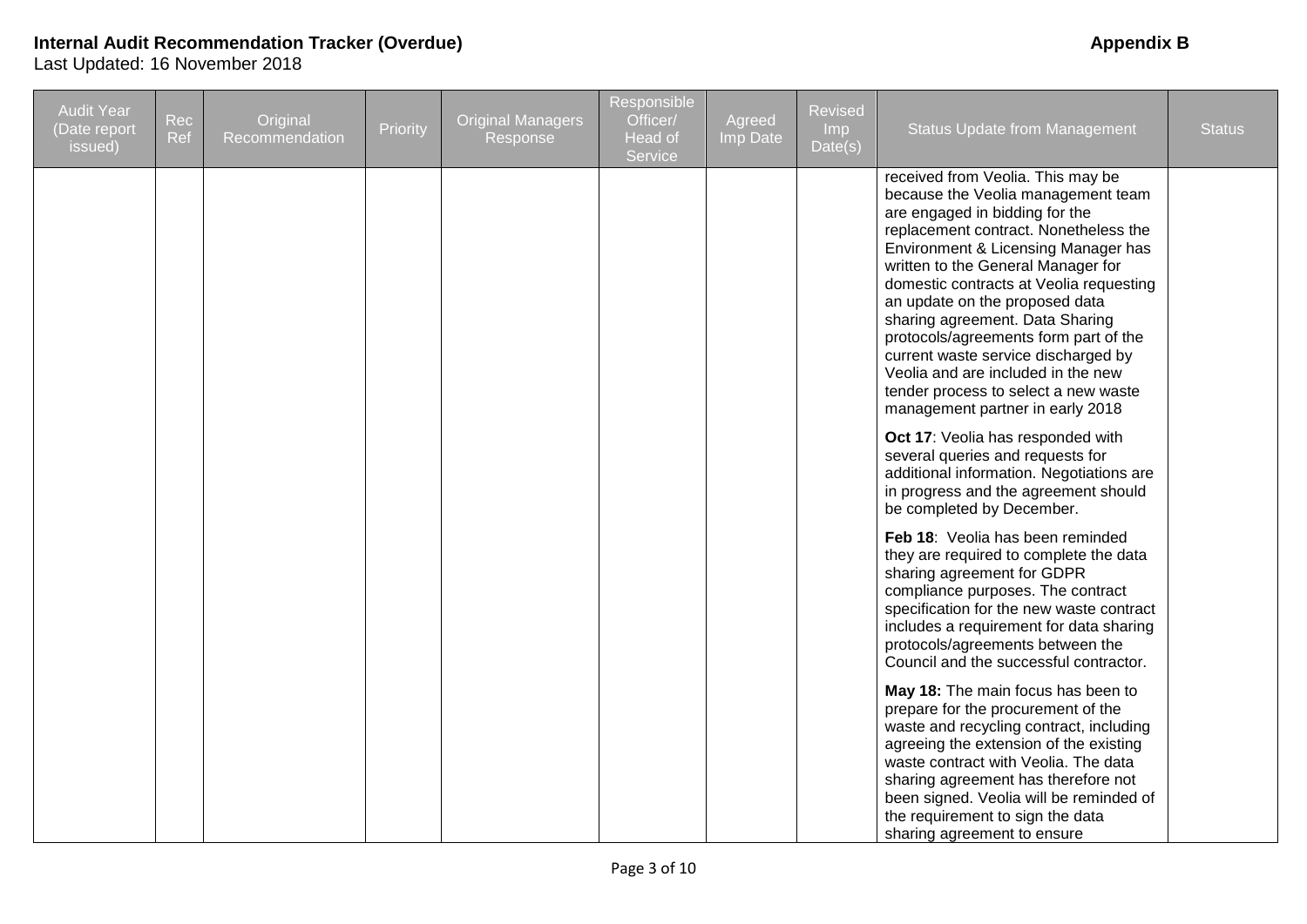# Internal Audit Recommendation Tracker (Overdue)

**Appendix B**

Last Updated: 16 November 2018

| Audit Year (Date report issued) | Rec Ref | Original Recommendation | Priority | Original Managers Response | Responsible Officer/ Head of Service | Agreed Imp Date | Revised Imp Date(s) | Status Update from Management | Status |
|---|---|---|---|---|---|---|---|---|---|
| | | | | | | | | received from Veolia. This may be because the Veolia management team are engaged in bidding for the replacement contract. Nonetheless the Environment & Licensing Manager has written to the General Manager for domestic contracts at Veolia requesting an update on the proposed data sharing agreement. Data Sharing protocols/agreements form part of the current waste service discharged by Veolia and are included in the new tender process to select a new waste management partner in early 2018<br><br>**Oct 17**: Veolia has responded with several queries and requests for additional information. Negotiations are in progress and the agreement should be completed by December.<br><br>**Feb 18**: Veolia has been reminded they are required to complete the data sharing agreement for GDPR compliance purposes. The contract specification for the new waste contract includes a requirement for data sharing protocols/agreements between the Council and the successful contractor.<br><br>**May 18:** The main focus has been to prepare for the procurement of the waste and recycling contract, including agreeing the extension of the existing waste contract with Veolia. The data sharing agreement has therefore not been signed. Veolia will be reminded of the requirement to sign the data sharing agreement to ensure | |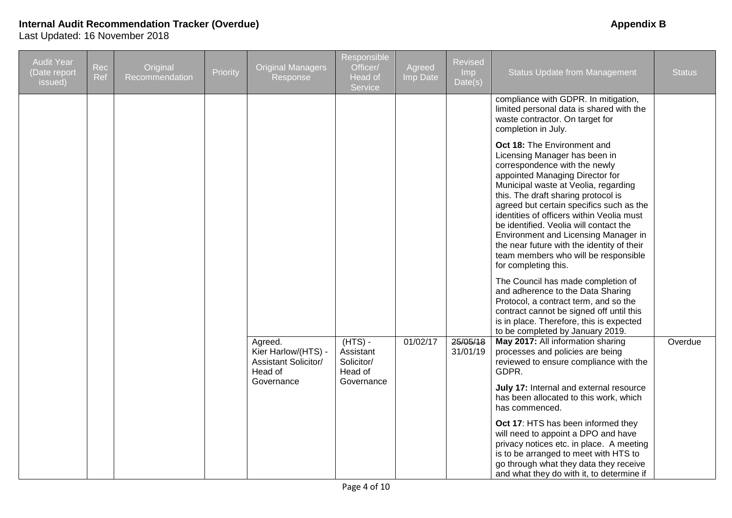# Internal Audit Recommendation Tracker (Overdue)

**Appendix B**

Last Updated: 16 November 2018

| Audit Year (Date report issued) | Rec Ref | Original Recommendation | Priority | Original Managers Response | Responsible Officer/ Head of Service | Agreed Imp Date | Revised Imp Date(s) | Status Update from Management | Status |
|---|---|---|---|---|---|---|---|---|---|
| | | | | | | | | compliance with GDPR. In mitigation, limited personal data is shared with the waste contractor. On target for completion in July.<br><br>**Oct 18:** The Environment and Licensing Manager has been in correspondence with the newly appointed Managing Director for Municipal waste at Veolia, regarding this. The draft sharing protocol is agreed but certain specifics such as the identities of officers within Veolia must be identified. Veolia will contact the Environment and Licensing Manager in the near future with the identity of their team members who will be responsible for completing this.<br><br>The Council has made completion of and adherence to the Data Sharing Protocol, a contract term, and so the contract cannot be signed off until this is in place. Therefore, this is expected to be completed by January 2019. | |
| | | | | Agreed. Kier Harlow/(HTS) - Assistant Solicitor/ Head of Governance | (HTS) - Assistant Solicitor/ Head of Governance | 01/02/17 | ~~25/05/18~~ 31/01/19 | **May 2017:** All information sharing processes and policies are being reviewed to ensure compliance with the GDPR.<br><br>**July 17:** Internal and external resource has been allocated to this work, which has commenced.<br><br>**Oct 17**: HTS has been informed they will need to appoint a DPO and have privacy notices etc. in place. A meeting is to be arranged to meet with HTS to go through what they data they receive and what they do with it, to determine if | Overdue |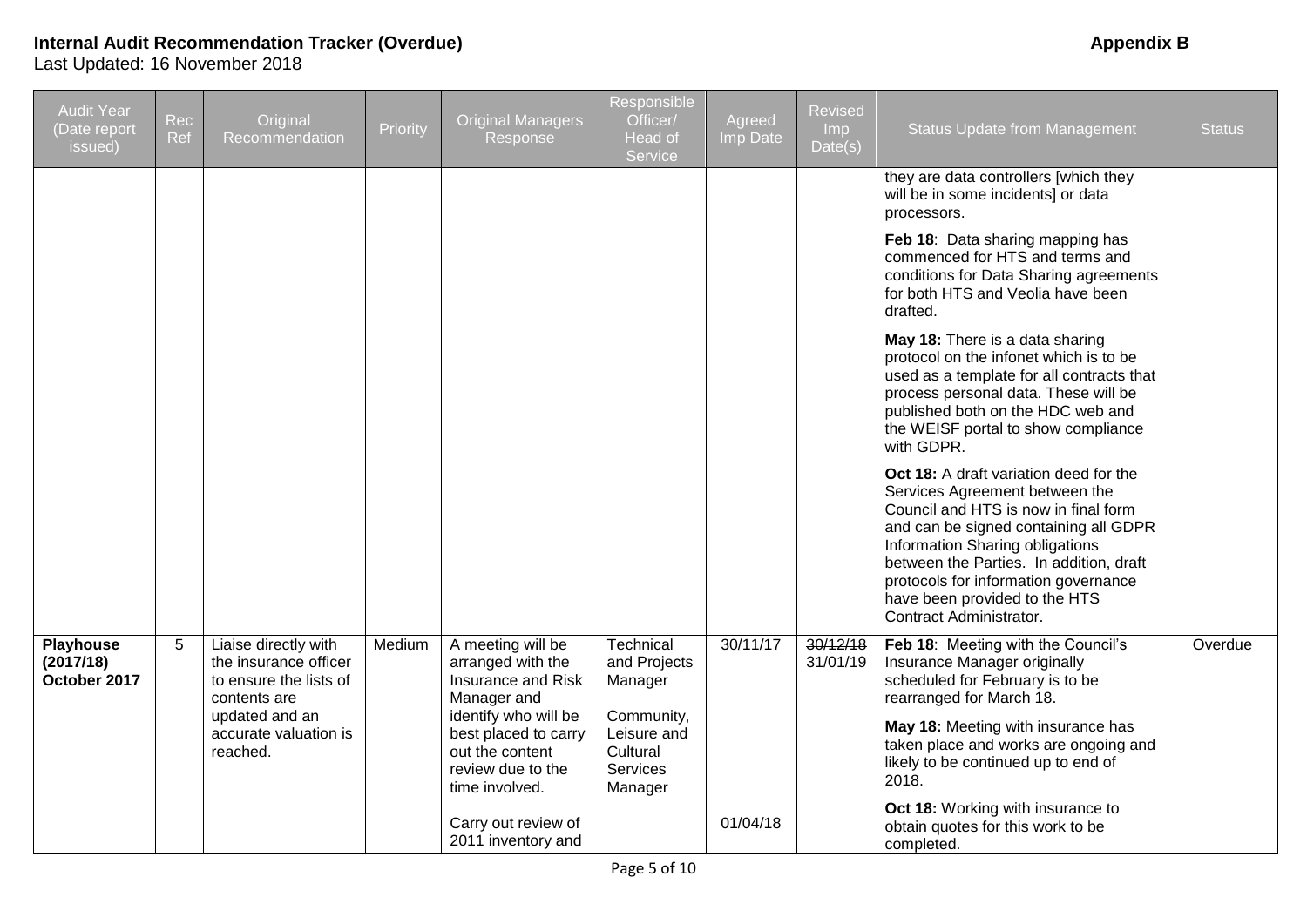# Internal Audit Recommendation Tracker (Overdue)

**Appendix B**

Last Updated: 16 November 2018

| Audit Year (Date report issued) | Rec Ref | Original Recommendation | Priority | Original Managers Response | Responsible Officer/ Head of Service | Agreed Imp Date | Revised Imp Date(s) | Status Update from Management | Status |
|---|---|---|---|---|---|---|---|---|---|
| | | | | | | | | they are data controllers [which they will be in some incidents] or data processors.<br><br>**Feb 18**: Data sharing mapping has commenced for HTS and terms and conditions for Data Sharing agreements for both HTS and Veolia have been drafted.<br><br>**May 18:** There is a data sharing protocol on the infonet which is to be used as a template for all contracts that process personal data. These will be published both on the HDC web and the WEISF portal to show compliance with GDPR.<br><br>**Oct 18:** A draft variation deed for the Services Agreement between the Council and HTS is now in final form and can be signed containing all GDPR Information Sharing obligations between the Parties. In addition, draft protocols for information governance have been provided to the HTS Contract Administrator. | |
| **Playhouse (2017/18) October 2017** | 5 | Liaise directly with the insurance officer to ensure the lists of contents are updated and an accurate valuation is reached. | Medium | A meeting will be arranged with the Insurance and Risk Manager and identify who will be best placed to carry out the content review due to the time involved.<br><br>Carry out review of 2011 inventory and | Technical and Projects Manager<br><br>Community, Leisure and Cultural Services Manager | 30/11/17<br><br>01/04/18 | ~~30/12/18~~ 31/01/19 | **Feb 18**: Meeting with the Council's Insurance Manager originally scheduled for February is to be rearranged for March 18.<br><br>**May 18:** Meeting with insurance has taken place and works are ongoing and likely to be continued up to end of 2018.<br><br>**Oct 18:** Working with insurance to obtain quotes for this work to be completed. | Overdue |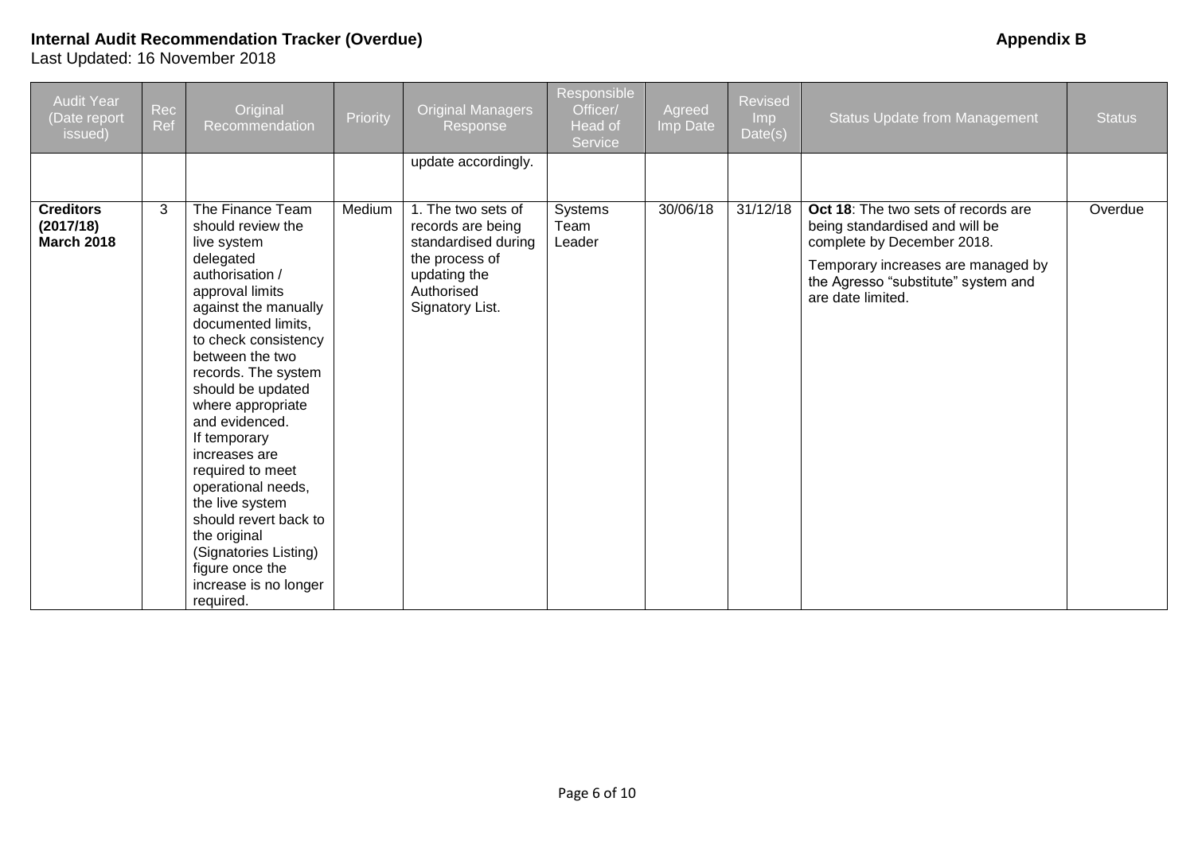**Internal Audit Recommendation Tracker (Overdue)** **Appendix B**

Last Updated: 16 November 2018

| Audit Year (Date report issued) | Rec Ref | Original Recommendation | Priority | Original Managers Response | Responsible Officer/ Head of Service | Agreed Imp Date | Revised Imp Date(s) | Status Update from Management | Status |
|---|---|---|---|---|---|---|---|---|---|
| | | | | update accordingly. | | | | | |
| **Creditors (2017/18) March 2018** | 3 | The Finance Team should review the live system delegated authorisation / approval limits against the manually documented limits, to check consistency between the two records. The system should be updated where appropriate and evidenced. If temporary increases are required to meet operational needs, the live system should revert back to the original (Signatories Listing) figure once the increase is no longer required. | Medium | 1. The two sets of records are being standardised during the process of updating the Authorised Signatory List. | Systems Team Leader | 30/06/18 | 31/12/18 | **Oct 18**: The two sets of records are being standardised and will be complete by December 2018. Temporary increases are managed by the Agresso "substitute" system and are date limited. | Overdue |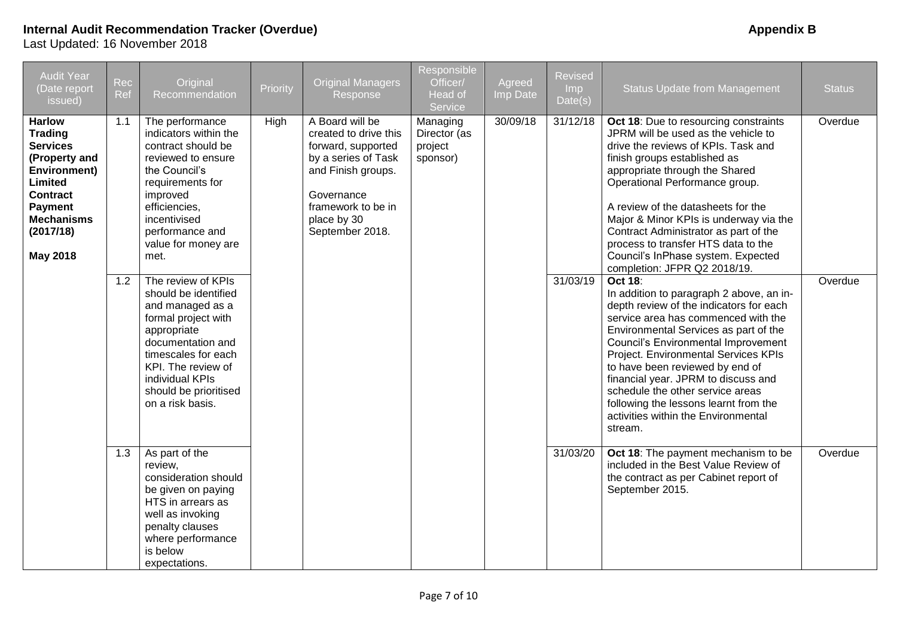**Internal Audit Recommendation Tracker (Overdue)** **Appendix B**

Last Updated: 16 November 2018

| Audit Year (Date report issued) | Rec Ref | Original Recommendation | Priority | Original Managers Response | Responsible Officer/ Head of Service | Agreed Imp Date | Revised Imp Date(s) | Status Update from Management | Status |
|---|---|---|---|---|---|---|---|---|---|
| **Harlow Trading Services (Property and Environment) Limited Contract Payment Mechanisms (2017/18)**<br><br>**May 2018** | 1.1 | The performance indicators within the contract should be reviewed to ensure the Council's requirements for improved efficiencies, incentivised performance and value for money are met. | High | A Board will be created to drive this forward, supported by a series of Task and Finish groups.<br><br>Governance framework to be in place by 30 September 2018. | Managing Director (as project sponsor) | 30/09/18 | 31/12/18 | **Oct 18**: Due to resourcing constraints JPRM will be used as the vehicle to drive the reviews of KPIs. Task and finish groups established as appropriate through the Shared Operational Performance group.<br><br>A review of the datasheets for the Major & Minor KPIs is underway via the Contract Administrator as part of the process to transfer HTS data to the Council's InPhase system. Expected completion: JFPR Q2 2018/19. | Overdue |
| | 1.2 | The review of KPIs should be identified and managed as a formal project with appropriate documentation and timescales for each KPI. The review of individual KPIs should be prioritised on a risk basis. | | | | | 31/03/19 | **Oct 18**:<br>In addition to paragraph 2 above, an in-depth review of the indicators for each service area has commenced with the Environmental Services as part of the Council's Environmental Improvement Project. Environmental Services KPIs to have been reviewed by end of financial year. JPRM to discuss and schedule the other service areas following the lessons learnt from the activities within the Environmental stream. | Overdue |
| | 1.3 | As part of the review, consideration should be given on paying HTS in arrears as well as invoking penalty clauses where performance is below expectations. | | | | | 31/03/20 | **Oct 18**: The payment mechanism to be included in the Best Value Review of the contract as per Cabinet report of September 2015. | Overdue |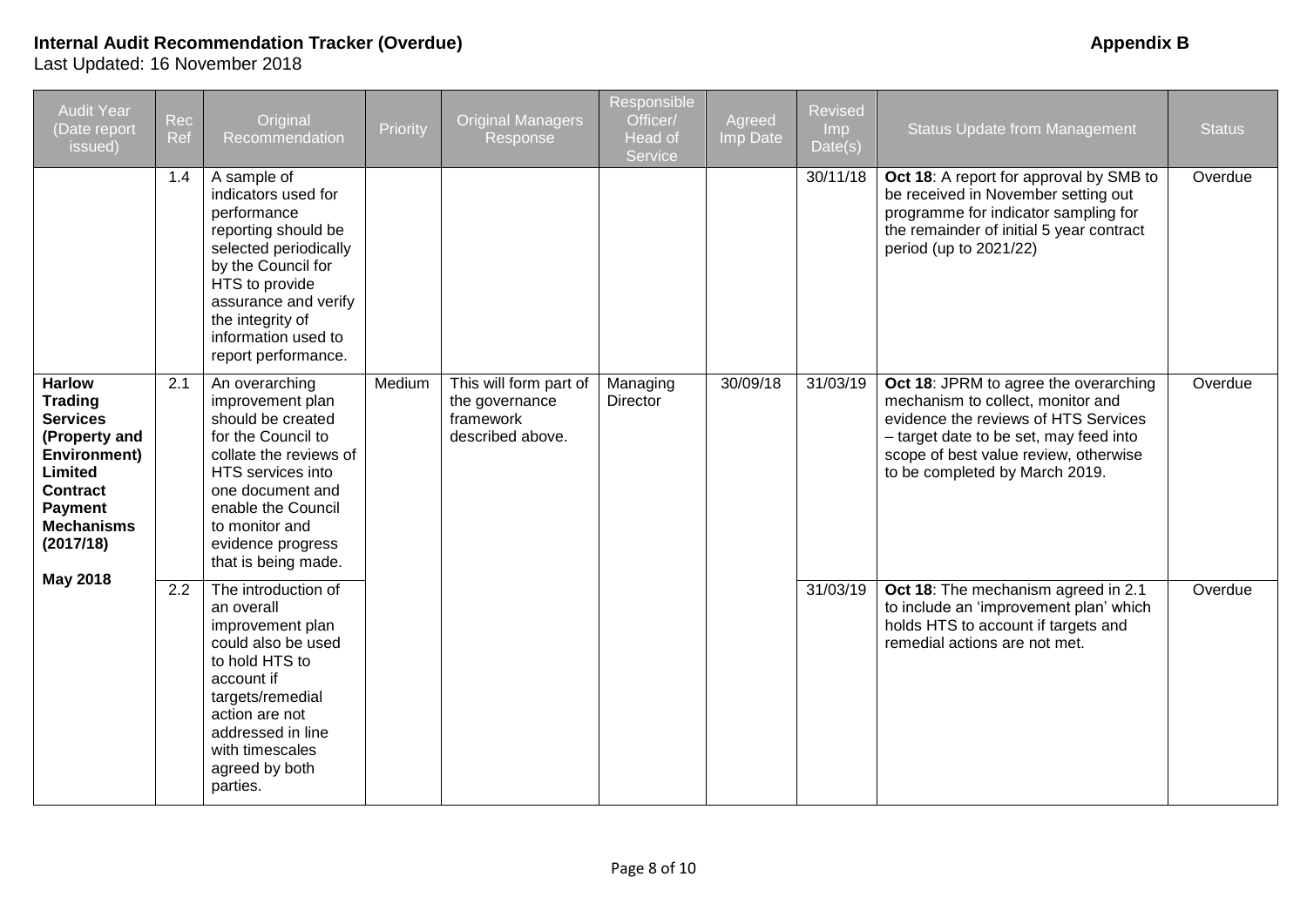**Internal Audit Recommendation Tracker (Overdue)** **Appendix B**

Last Updated: 16 November 2018

| Audit Year (Date report issued) | Rec Ref | Original Recommendation | Priority | Original Managers Response | Responsible Officer/ Head of Service | Agreed Imp Date | Revised Imp Date(s) | Status Update from Management | Status |
|---|---|---|---|---|---|---|---|---|---|
| | 1.4 | A sample of indicators used for performance reporting should be selected periodically by the Council for HTS to provide assurance and verify the integrity of information used to report performance. | | | | | 30/11/18 | **Oct 18**: A report for approval by SMB to be received in November setting out programme for indicator sampling for the remainder of initial 5 year contract period (up to 2021/22) | Overdue |
| **Harlow Trading Services (Property and Environment) Limited Contract Payment Mechanisms (2017/18)** **May 2018** | 2.1 | An overarching improvement plan should be created for the Council to collate the reviews of HTS services into one document and enable the Council to monitor and evidence progress that is being made. | Medium | This will form part of the governance framework described above. | Managing Director | 30/09/18 | 31/03/19 | **Oct 18**: JPRM to agree the overarching mechanism to collect, monitor and evidence the reviews of HTS Services – target date to be set, may feed into scope of best value review, otherwise to be completed by March 2019. | Overdue |
| | 2.2 | The introduction of an overall improvement plan could also be used to hold HTS to account if targets/remedial action are not addressed in line with timescales agreed by both parties. | | | | | 31/03/19 | **Oct 18**: The mechanism agreed in 2.1 to include an 'improvement plan' which holds HTS to account if targets and remedial actions are not met. | Overdue |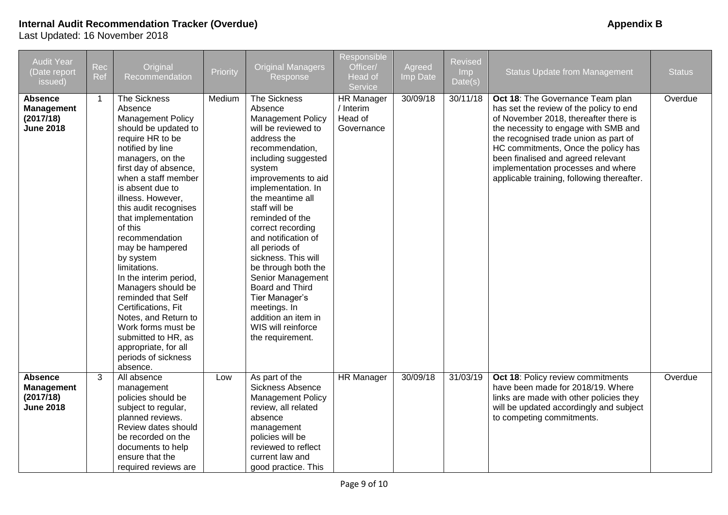# Internal Audit Recommendation Tracker (Overdue)

**Appendix B**

Last Updated: 16 November 2018

| Audit Year (Date report issued) | Rec Ref | Original Recommendation | Priority | Original Managers Response | Responsible Officer/ Head of Service | Agreed Imp Date | Revised Imp Date(s) | Status Update from Management | Status |
|---|---|---|---|---|---|---|---|---|---|
| **Absence Management (2017/18) June 2018** | 1 | The Sickness Absence Management Policy should be updated to require HR to be notified by line managers, on the first day of absence, when a staff member is absent due to illness. However, this audit recognises that implementation of this recommendation may be hampered by system limitations. In the interim period, Managers should be reminded that Self Certifications, Fit Notes, and Return to Work forms must be submitted to HR, as appropriate, for all periods of sickness absence. | Medium | The Sickness Absence Management Policy will be reviewed to address the recommendation, including suggested system improvements to aid implementation. In the meantime all staff will be reminded of the correct recording and notification of all periods of sickness. This will be through both the Senior Management Board and Third Tier Manager's meetings. In addition an item in WIS will reinforce the requirement. | HR Manager / Interim Head of Governance | 30/09/18 | 30/11/18 | **Oct 18**: The Governance Team plan has set the review of the policy to end of November 2018, thereafter there is the necessity to engage with SMB and the recognised trade union as part of HC commitments, Once the policy has been finalised and agreed relevant implementation processes and where applicable training, following thereafter. | Overdue |
| **Absence Management (2017/18) June 2018** | 3 | All absence management policies should be subject to regular, planned reviews. Review dates should be recorded on the documents to help ensure that the required reviews are | Low | As part of the Sickness Absence Management Policy review, all related absence management policies will be reviewed to reflect current law and good practice. This | HR Manager | 30/09/18 | 31/03/19 | **Oct 18**: Policy review commitments have been made for 2018/19. Where links are made with other policies they will be updated accordingly and subject to competing commitments. | Overdue |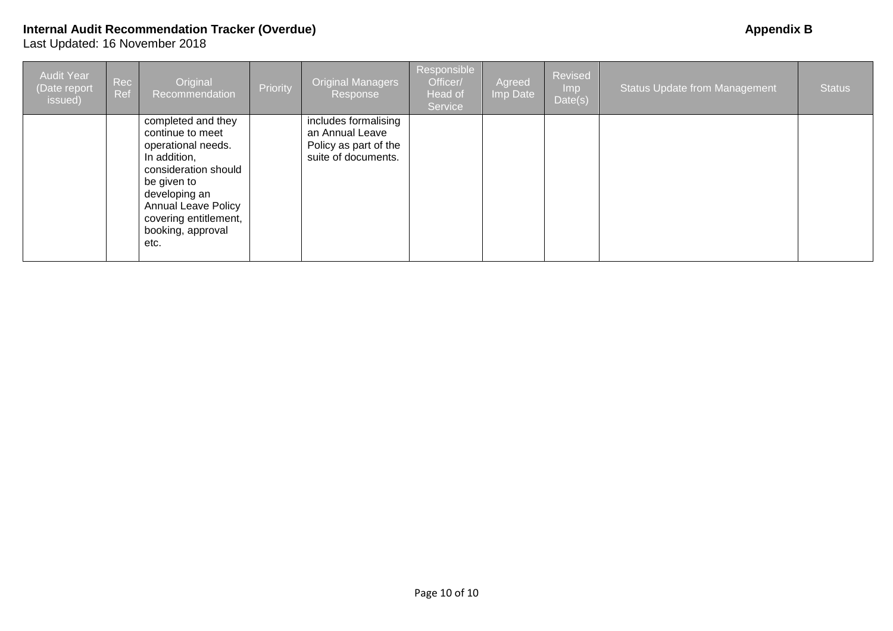**Internal Audit Recommendation Tracker (Overdue)** **Appendix B**

Last Updated: 16 November 2018

| Audit Year (Date report issued) | Rec Ref | Original Recommendation | Priority | Original Managers Response | Responsible Officer/ Head of Service | Agreed Imp Date | Revised Imp Date(s) | Status Update from Management | Status |
|---|---|---|---|---|---|---|---|---|---|
| | | completed and they continue to meet operational needs. In addition, consideration should be given to developing an Annual Leave Policy covering entitlement, booking, approval etc. | | includes formalising an Annual Leave Policy as part of the suite of documents. | | | | | |